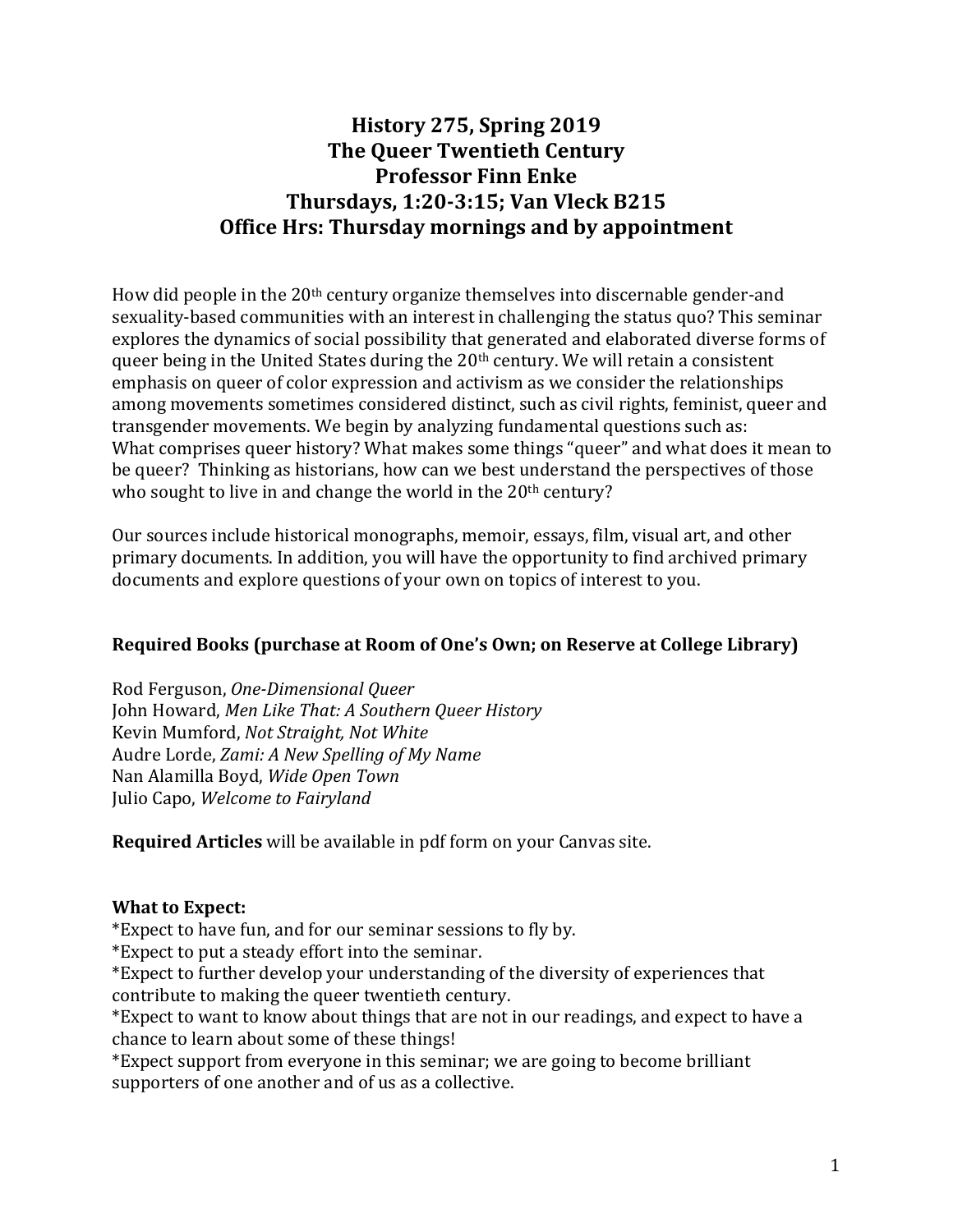# History 275, Spring 2019
# The Queer Twentieth Century
# Professor Finn Enke
# Thursdays, 1:20-3:15; Van Vleck B215
# Office Hrs: Thursday mornings and by appointment

How did people in the 20th century organize themselves into discernable gender-and sexuality-based communities with an interest in challenging the status quo? This seminar explores the dynamics of social possibility that generated and elaborated diverse forms of queer being in the United States during the 20th century. We will retain a consistent emphasis on queer of color expression and activism as we consider the relationships among movements sometimes considered distinct, such as civil rights, feminist, queer and transgender movements. We begin by analyzing fundamental questions such as: What comprises queer history? What makes some things "queer" and what does it mean to be queer? Thinking as historians, how can we best understand the perspectives of those who sought to live in and change the world in the 20th century?

Our sources include historical monographs, memoir, essays, film, visual art, and other primary documents. In addition, you will have the opportunity to find archived primary documents and explore questions of your own on topics of interest to you.

**Required Books (purchase at Room of One's Own; on Reserve at College Library)**

Rod Ferguson, *One-Dimensional Queer*
John Howard, *Men Like That: A Southern Queer History*
Kevin Mumford, *Not Straight, Not White*
Audre Lorde, *Zami: A New Spelling of My Name*
Nan Alamilla Boyd, *Wide Open Town*
Julio Capo, *Welcome to Fairyland*

**Required Articles** will be available in pdf form on your Canvas site.

**What to Expect:**

*Expect to have fun, and for our seminar sessions to fly by.
*Expect to put a steady effort into the seminar.
*Expect to further develop your understanding of the diversity of experiences that contribute to making the queer twentieth century.
*Expect to want to know about things that are not in our readings, and expect to have a chance to learn about some of these things!
*Expect support from everyone in this seminar; we are going to become brilliant supporters of one another and of us as a collective.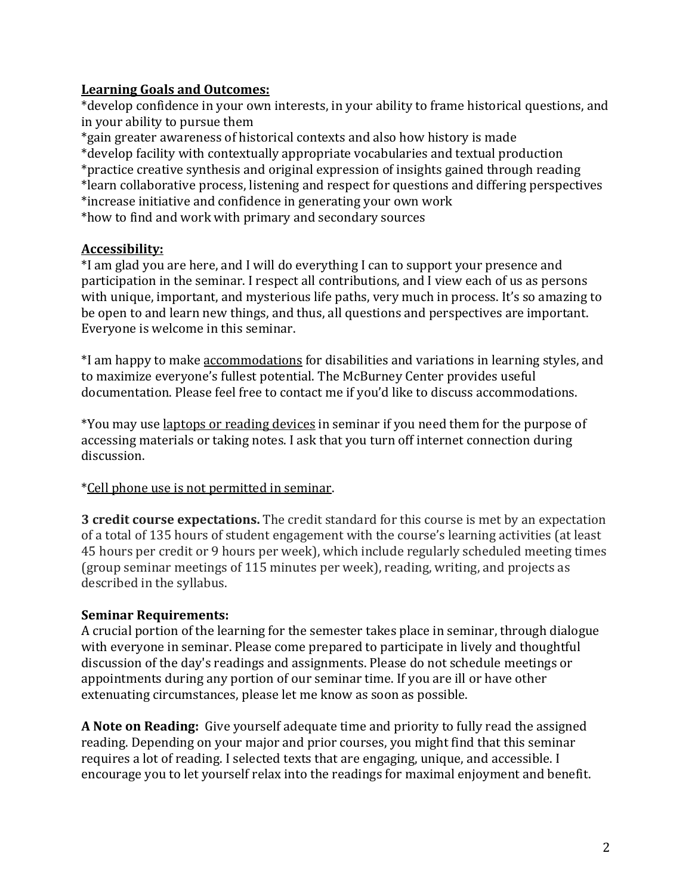**Learning Goals and Outcomes:**

*develop confidence in your own interests, in your ability to frame historical questions, and in your ability to pursue them
*gain greater awareness of historical contexts and also how history is made
*develop facility with contextually appropriate vocabularies and textual production
*practice creative synthesis and original expression of insights gained through reading
*learn collaborative process, listening and respect for questions and differing perspectives
*increase initiative and confidence in generating your own work
*how to find and work with primary and secondary sources

**Accessibility:**

*I am glad you are here, and I will do everything I can to support your presence and participation in the seminar. I respect all contributions, and I view each of us as persons with unique, important, and mysterious life paths, very much in process. It's so amazing to be open to and learn new things, and thus, all questions and perspectives are important. Everyone is welcome in this seminar.

*I am happy to make accommodations for disabilities and variations in learning styles, and to maximize everyone's fullest potential. The McBurney Center provides useful documentation. Please feel free to contact me if you'd like to discuss accommodations.

*You may use laptops or reading devices in seminar if you need them for the purpose of accessing materials or taking notes. I ask that you turn off internet connection during discussion.

*Cell phone use is not permitted in seminar.

**3 credit course expectations.** The credit standard for this course is met by an expectation of a total of 135 hours of student engagement with the course's learning activities (at least 45 hours per credit or 9 hours per week), which include regularly scheduled meeting times (group seminar meetings of 115 minutes per week), reading, writing, and projects as described in the syllabus.

**Seminar Requirements:**

A crucial portion of the learning for the semester takes place in seminar, through dialogue with everyone in seminar. Please come prepared to participate in lively and thoughtful discussion of the day's readings and assignments. Please do not schedule meetings or appointments during any portion of our seminar time. If you are ill or have other extenuating circumstances, please let me know as soon as possible.

**A Note on Reading:** Give yourself adequate time and priority to fully read the assigned reading. Depending on your major and prior courses, you might find that this seminar requires a lot of reading. I selected texts that are engaging, unique, and accessible. I encourage you to let yourself relax into the readings for maximal enjoyment and benefit.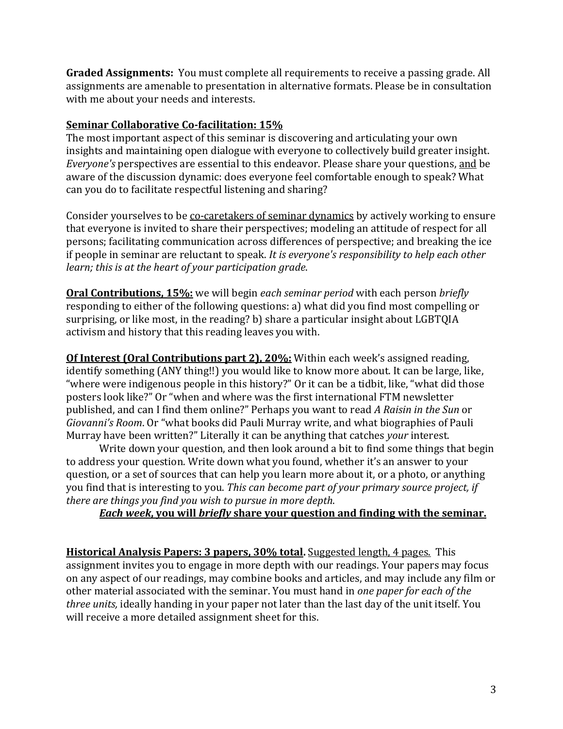**Graded Assignments:** You must complete all requirements to receive a passing grade. All assignments are amenable to presentation in alternative formats. Please be in consultation with me about your needs and interests.

**Seminar Collaborative Co-facilitation: 15%**

The most important aspect of this seminar is discovering and articulating your own insights and maintaining open dialogue with everyone to collectively build greater insight. *Everyone's* perspectives are essential to this endeavor. Please share your questions, and be aware of the discussion dynamic: does everyone feel comfortable enough to speak? What can you do to facilitate respectful listening and sharing?

Consider yourselves to be co-caretakers of seminar dynamics by actively working to ensure that everyone is invited to share their perspectives; modeling an attitude of respect for all persons; facilitating communication across differences of perspective; and breaking the ice if people in seminar are reluctant to speak. *It is everyone's responsibility to help each other learn; this is at the heart of your participation grade*.

**Oral Contributions, 15%:** we will begin *each seminar period* with each person *briefly* responding to either of the following questions: a) what did you find most compelling or surprising, or like most, in the reading? b) share a particular insight about LGBTQIA activism and history that this reading leaves you with.

**Of Interest (Oral Contributions part 2), 20%:** Within each week's assigned reading, identify something (ANY thing!!) you would like to know more about. It can be large, like, "where were indigenous people in this history?" Or it can be a tidbit, like, "what did those posters look like?" Or "when and where was the first international FTM newsletter published, and can I find them online?" Perhaps you want to read *A Raisin in the Sun* or *Giovanni's Room*. Or "what books did Pauli Murray write, and what biographies of Pauli Murray have been written?" Literally it can be anything that catches *your* interest.

Write down your question, and then look around a bit to find some things that begin to address your question. Write down what you found, whether it's an answer to your question, or a set of sources that can help you learn more about it, or a photo, or anything you find that is interesting to you. *This can become part of your primary source project, if there are things you find you wish to pursue in more depth*.

***Each week*, you will *briefly* share your question and finding with the seminar.**

**Historical Analysis Papers: 3 papers, 30% total.** Suggested length, 4 pages. This assignment invites you to engage in more depth with our readings. Your papers may focus on any aspect of our readings, may combine books and articles, and may include any film or other material associated with the seminar. You must hand in *one paper for each of the three units,* ideally handing in your paper not later than the last day of the unit itself. You will receive a more detailed assignment sheet for this.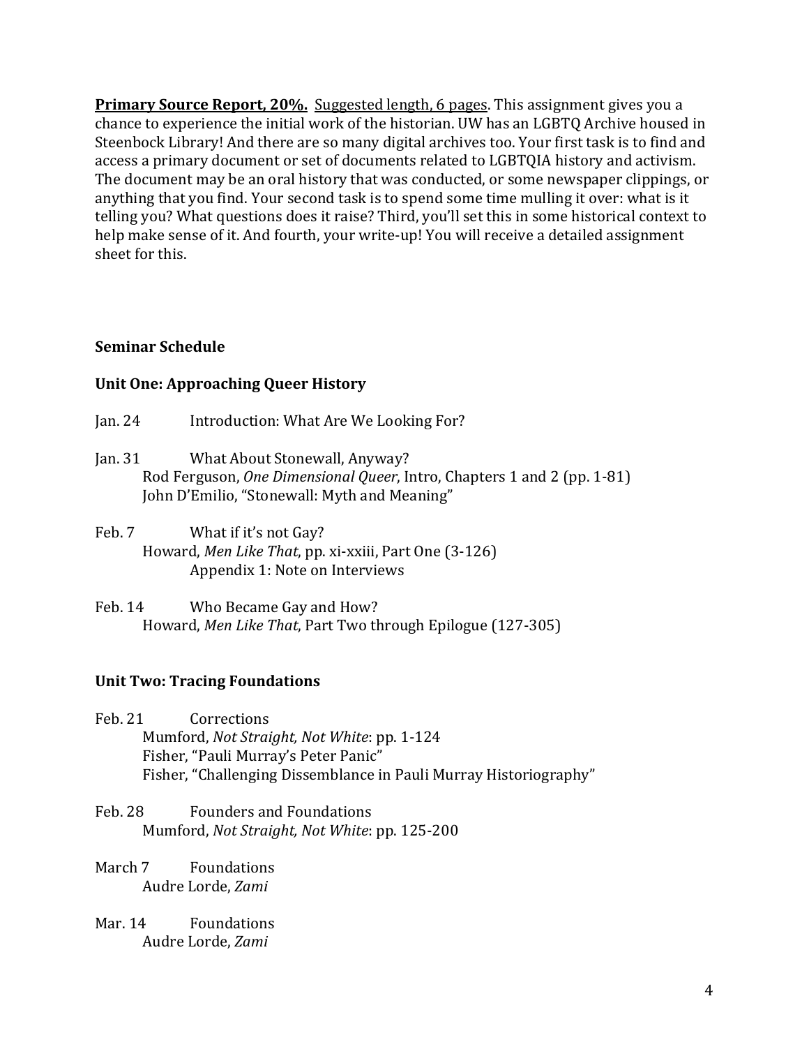**<u>Primary Source Report, 20%.</u>** <u>Suggested length, 6 pages</u>. This assignment gives you a chance to experience the initial work of the historian. UW has an LGBTQ Archive housed in Steenbock Library! And there are so many digital archives too. Your first task is to find and access a primary document or set of documents related to LGBTQIA history and activism. The document may be an oral history that was conducted, or some newspaper clippings, or anything that you find. Your second task is to spend some time mulling it over: what is it telling you? What questions does it raise? Third, you'll set this in some historical context to help make sense of it. And fourth, your write-up! You will receive a detailed assignment sheet for this.

### Seminar Schedule

### Unit One: Approaching Queer History

Jan. 24 Introduction: What Are We Looking For?

Jan. 31 What About Stonewall, Anyway?
Rod Ferguson, *One Dimensional Queer*, Intro, Chapters 1 and 2 (pp. 1-81)
John D'Emilio, "Stonewall: Myth and Meaning"

Feb. 7 What if it's not Gay?
Howard, *Men Like That*, pp. xi-xxiii, Part One (3-126)
Appendix 1: Note on Interviews

Feb. 14 Who Became Gay and How?
Howard, *Men Like That*, Part Two through Epilogue (127-305)

### Unit Two: Tracing Foundations

Feb. 21 Corrections
Mumford, *Not Straight, Not White*: pp. 1-124
Fisher, "Pauli Murray's Peter Panic"
Fisher, "Challenging Dissemblance in Pauli Murray Historiography"

Feb. 28 Founders and Foundations
Mumford, *Not Straight, Not White*: pp. 125-200

March 7 Foundations
Audre Lorde, *Zami*

Mar. 14 Foundations
Audre Lorde, *Zami*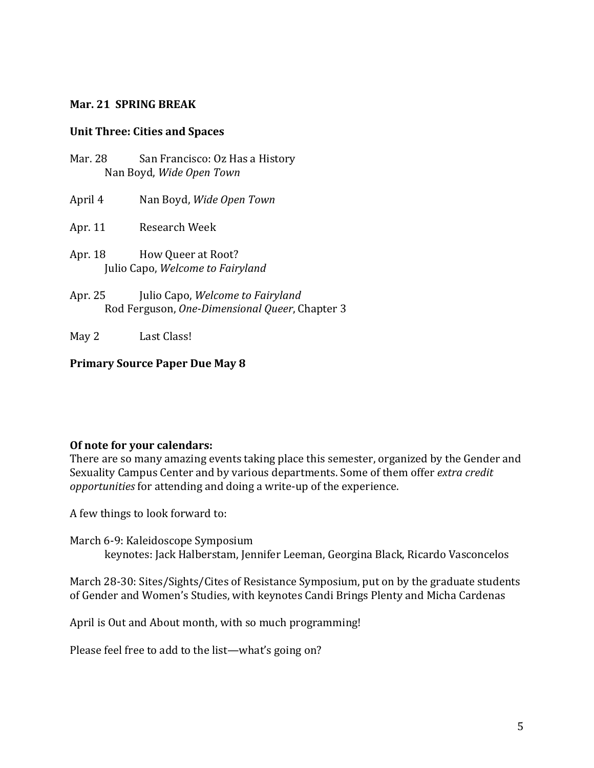**Mar. 21  SPRING BREAK**

**Unit Three: Cities and Spaces**

Mar. 28 San Francisco: Oz Has a History
Nan Boyd, *Wide Open Town*

April 4 Nan Boyd, *Wide Open Town*

Apr. 11 Research Week

Apr. 18 How Queer at Root?
Julio Capo, *Welcome to Fairyland*

Apr. 25 Julio Capo, *Welcome to Fairyland*
Rod Ferguson, *One-Dimensional Queer*, Chapter 3

May 2 Last Class!

**Primary Source Paper Due May 8**

**Of note for your calendars:**
There are so many amazing events taking place this semester, organized by the Gender and Sexuality Campus Center and by various departments. Some of them offer *extra credit opportunities* for attending and doing a write-up of the experience.

A few things to look forward to:

March 6-9: Kaleidoscope Symposium
keynotes: Jack Halberstam, Jennifer Leeman, Georgina Black, Ricardo Vasconcelos

March 28-30: Sites/Sights/Cites of Resistance Symposium, put on by the graduate students of Gender and Women's Studies, with keynotes Candi Brings Plenty and Micha Cardenas

April is Out and About month, with so much programming!

Please feel free to add to the list—what's going on?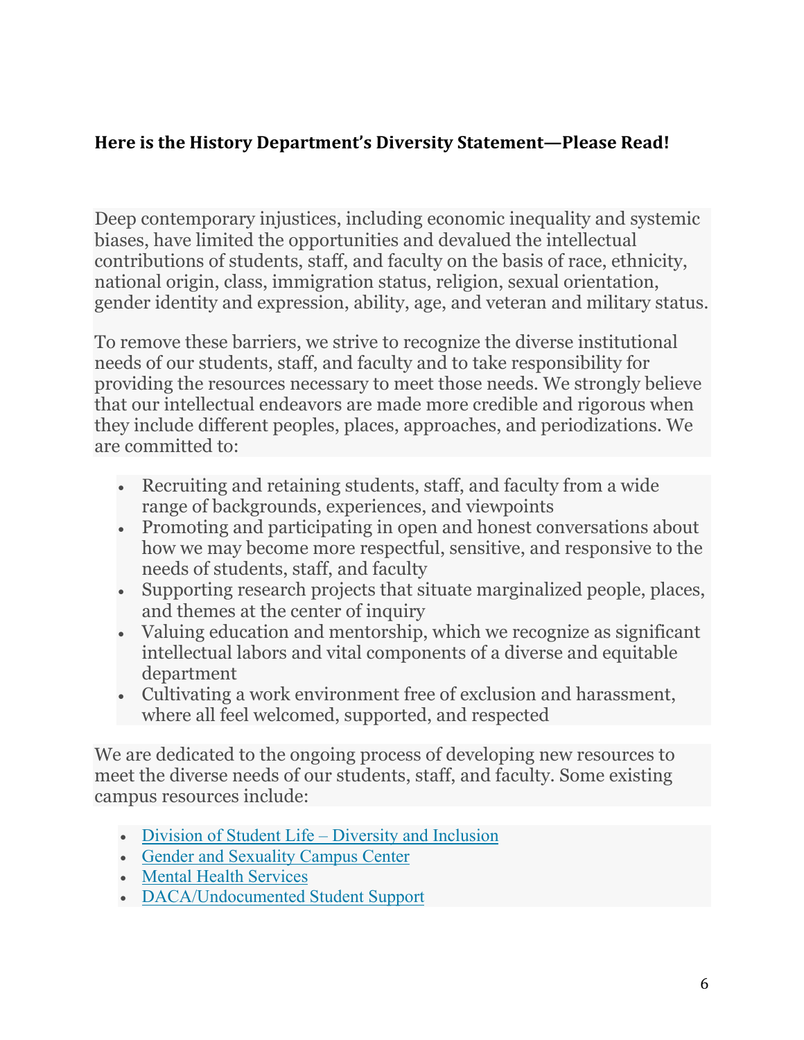**Here is the History Department's Diversity Statement—Please Read!**

Deep contemporary injustices, including economic inequality and systemic biases, have limited the opportunities and devalued the intellectual contributions of students, staff, and faculty on the basis of race, ethnicity, national origin, class, immigration status, religion, sexual orientation, gender identity and expression, ability, age, and veteran and military status.

To remove these barriers, we strive to recognize the diverse institutional needs of our students, staff, and faculty and to take responsibility for providing the resources necessary to meet those needs. We strongly believe that our intellectual endeavors are made more credible and rigorous when they include different peoples, places, approaches, and periodizations. We are committed to:

- Recruiting and retaining students, staff, and faculty from a wide range of backgrounds, experiences, and viewpoints
- Promoting and participating in open and honest conversations about how we may become more respectful, sensitive, and responsive to the needs of students, staff, and faculty
- Supporting research projects that situate marginalized people, places, and themes at the center of inquiry
- Valuing education and mentorship, which we recognize as significant intellectual labors and vital components of a diverse and equitable department
- Cultivating a work environment free of exclusion and harassment, where all feel welcomed, supported, and respected

We are dedicated to the ongoing process of developing new resources to meet the diverse needs of our students, staff, and faculty. Some existing campus resources include:

- Division of Student Life – Diversity and Inclusion
- Gender and Sexuality Campus Center
- Mental Health Services
- DACA/Undocumented Student Support